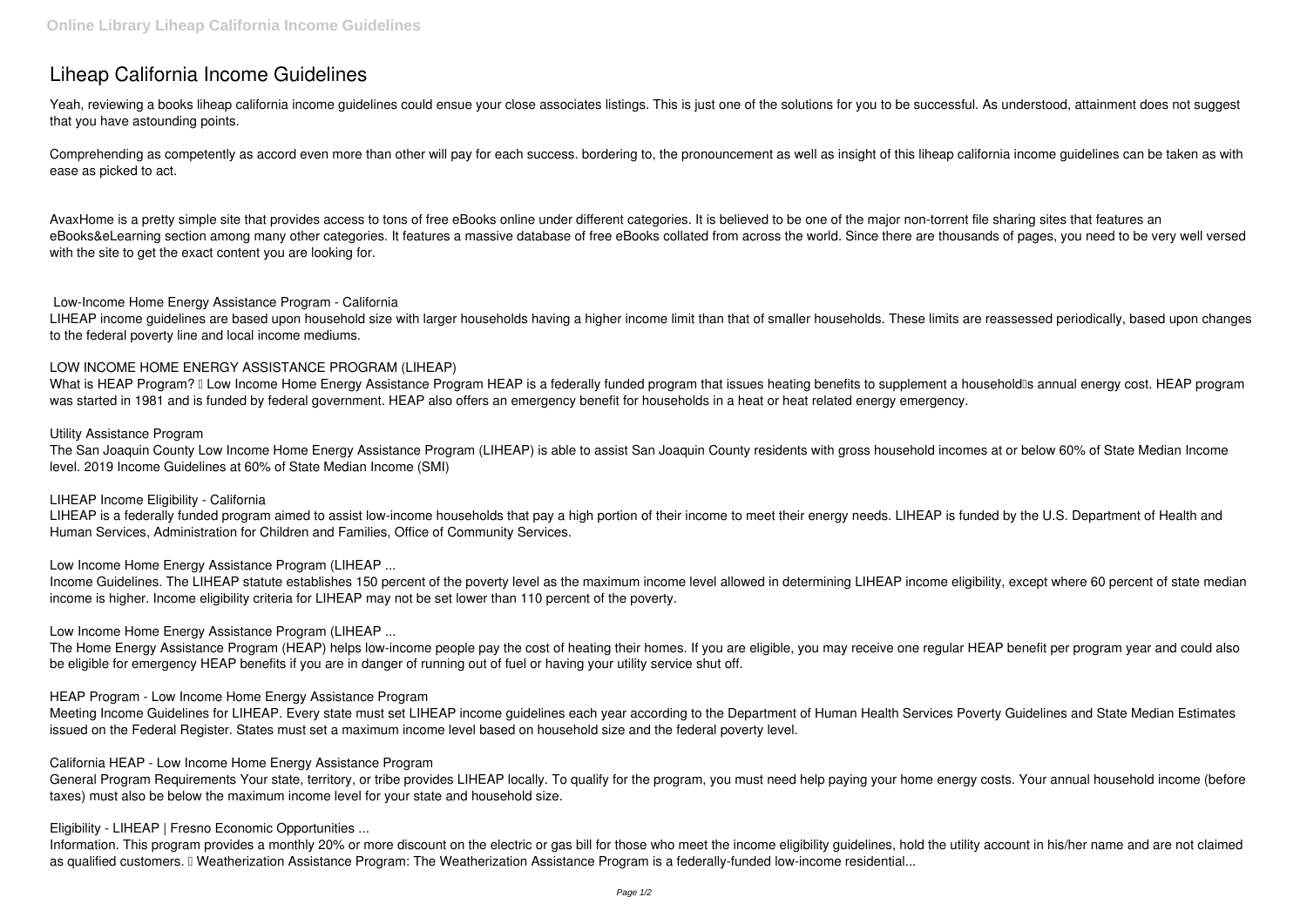# Liheap California Income Guidelines

Yeah, reviewing a books liheap california income guidelines could ensue your close associates listings. This is just one of the solutions for you to be successful. As understood, attainment does not suggest that you have astounding points.

Comprehending as competently as accord even more than other will pay for each success. bordering to, the pronouncement as well as insight of this liheap california income guidelines can be taken as with ease as picked to act.

AvaxHome is a pretty simple site that provides access to tons of free eBooks online under different categories. It is believed to be one of the major non-torrent file sharing sites that features an eBooks&eLearning section among many other categories. It features a massive database of free eBooks collated from across the world. Since there are thousands of pages, you need to be very well versed with the site to get the exact content you are looking for.

## Low-Income Home Energy Assistance Program - California

LIHEAP income guidelines are based upon household size with larger households having a higher income limit than that of smaller households. These limits are reassessed periodically, based upon changes to the federal poverty line and local income mediums.

## LOW INCOME HOME ENERGY ASSISTANCE PROGRAM (LIHEAP)

What is HEAP Program? Low Income Home Energy Assistance Program HEAP is a federally funded program that issues heating benefits to supplement a household's annual energy cost. HEAP program was started in 1981 and is funded by federal government. HEAP also offers an emergency benefit for households in a heat or heat related energy emergency.

## Utility Assistance Program

The San Joaquin County Low Income Home Energy Assistance Program (LIHEAP) is able to assist San Joaquin County residents with gross household incomes at or below 60% of State Median Income level. 2019 Income Guidelines at 60% of State Median Income (SMI)

## LIHEAP Income Eligibility - California

LIHEAP is a federally funded program aimed to assist low-income households that pay a high portion of their income to meet their energy needs. LIHEAP is funded by the U.S. Department of Health and Human Services, Administration for Children and Families, Office of Community Services.

## Low Income Home Energy Assistance Program (LIHEAP ...

Income Guidelines. The LIHEAP statute establishes 150 percent of the poverty level as the maximum income level allowed in determining LIHEAP income eligibility, except where 60 percent of state median income is higher. Income eligibility criteria for LIHEAP may not be set lower than 110 percent of the poverty.

## Low Income Home Energy Assistance Program (LIHEAP ...

The Home Energy Assistance Program (HEAP) helps low-income people pay the cost of heating their homes. If you are eligible, you may receive one regular HEAP benefit per program year and could also be eligible for emergency HEAP benefits if you are in danger of running out of fuel or having your utility service shut off.

## HEAP Program - Low Income Home Energy Assistance Program

Meeting Income Guidelines for LIHEAP. Every state must set LIHEAP income guidelines each year according to the Department of Human Health Services Poverty Guidelines and State Median Estimates issued on the Federal Register. States must set a maximum income level based on household size and the federal poverty level.

## California HEAP - Low Income Home Energy Assistance Program

General Program Requirements Your state, territory, or tribe provides LIHEAP locally. To qualify for the program, you must need help paying your home energy costs. Your annual household income (before taxes) must also be below the maximum income level for your state and household size.

## Eligibility - LIHEAP | Fresno Economic Opportunities ...

Information. This program provides a monthly 20% or more discount on the electric or gas bill for those who meet the income eligibility guidelines, hold the utility account in his/her name and are not claimed as qualified customers. Weatherization Assistance Program: The Weatherization Assistance Program is a federally-funded low-income residential...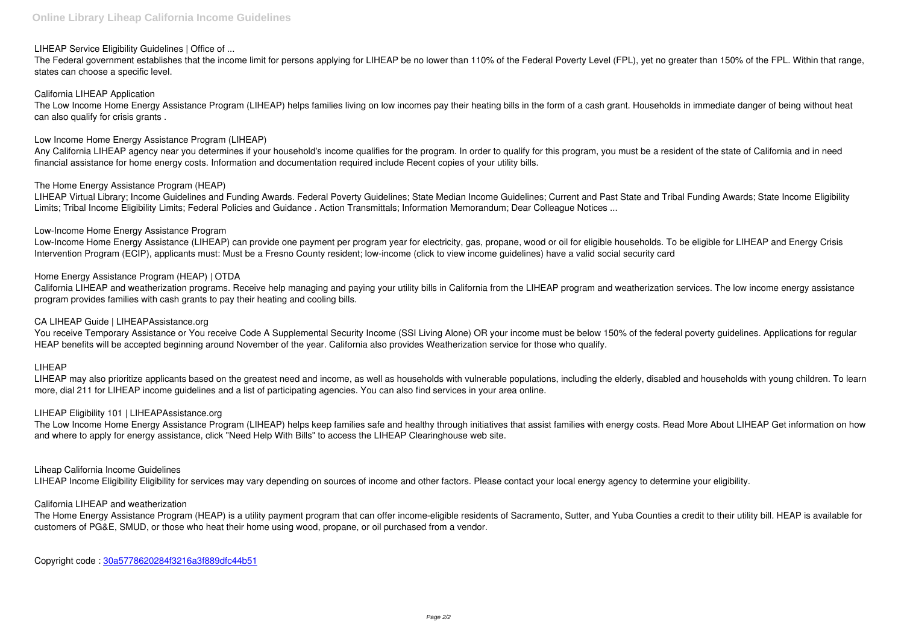LIHEAP Service Eligibility Guidelines | Office of ...

The Federal government establishes that the income limit for persons applying for LIHEAP be no lower than 110% of the Federal Poverty Level (FPL), yet no greater than 150% of the FPL. Within that range, states can choose a specific level.

California LIHEAP Application

The Low Income Home Energy Assistance Program (LIHEAP) helps families living on low incomes pay their heating bills in the form of a cash grant. Households in immediate danger of being without heat can also qualify for crisis grants .

Low Income Home Energy Assistance Program (LIHEAP)

Any California LIHEAP agency near you determines if your household's income qualifies for the program. In order to qualify for this program, you must be a resident of the state of California and in need financial assistance for home energy costs. Information and documentation required include Recent copies of your utility bills.

The Home Energy Assistance Program (HEAP)

LIHEAP Virtual Library; Income Guidelines and Funding Awards. Federal Poverty Guidelines; State Median Income Guidelines; Current and Past State and Tribal Funding Awards; State Income Eligibility Limits; Tribal Income Eligibility Limits; Federal Policies and Guidance . Action Transmittals; Information Memorandum; Dear Colleague Notices ...

Low-Income Home Energy Assistance Program

Low-Income Home Energy Assistance (LIHEAP) can provide one payment per program year for electricity, gas, propane, wood or oil for eligible households. To be eligible for LIHEAP and Energy Crisis Intervention Program (ECIP), applicants must: Must be a Fresno County resident; low-income (click to view income guidelines) have a valid social security card

Home Energy Assistance Program (HEAP) | OTDA

California LIHEAP and weatherization programs. Receive help managing and paying your utility bills in California from the LIHEAP program and weatherization services. The low income energy assistance program provides families with cash grants to pay their heating and cooling bills.

CA LIHEAP Guide | LIHEAPAssistance.org

You receive Temporary Assistance or You receive Code A Supplemental Security Income (SSI Living Alone) OR your income must be below 150% of the federal poverty guidelines. Applications for regular HEAP benefits will be accepted beginning around November of the year. California also provides Weatherization service for those who qualify.

LIHEAP

LIHEAP may also prioritize applicants based on the greatest need and income, as well as households with vulnerable populations, including the elderly, disabled and households with young children. To learn more, dial 211 for LIHEAP income guidelines and a list of participating agencies. You can also find services in your area online.

LIHEAP Eligibility 101 | LIHEAPAssistance.org

The Low Income Home Energy Assistance Program (LIHEAP) helps keep families safe and healthy through initiatives that assist families with energy costs. Read More About LIHEAP Get information on how and where to apply for energy assistance, click "Need Help With Bills" to access the LIHEAP Clearinghouse web site.

Liheap California Income Guidelines

LIHEAP Income Eligibility Eligibility for services may vary depending on sources of income and other factors. Please contact your local energy agency to determine your eligibility.

California LIHEAP and weatherization

The Home Energy Assistance Program (HEAP) is a utility payment program that can offer income-eligible residents of Sacramento, Sutter, and Yuba Counties a credit to their utility bill. HEAP is available for customers of PG&E, SMUD, or those who heat their home using wood, propane, or oil purchased from a vendor.

Copyright code : 30a5778620284f3216a3f889dfc44b51